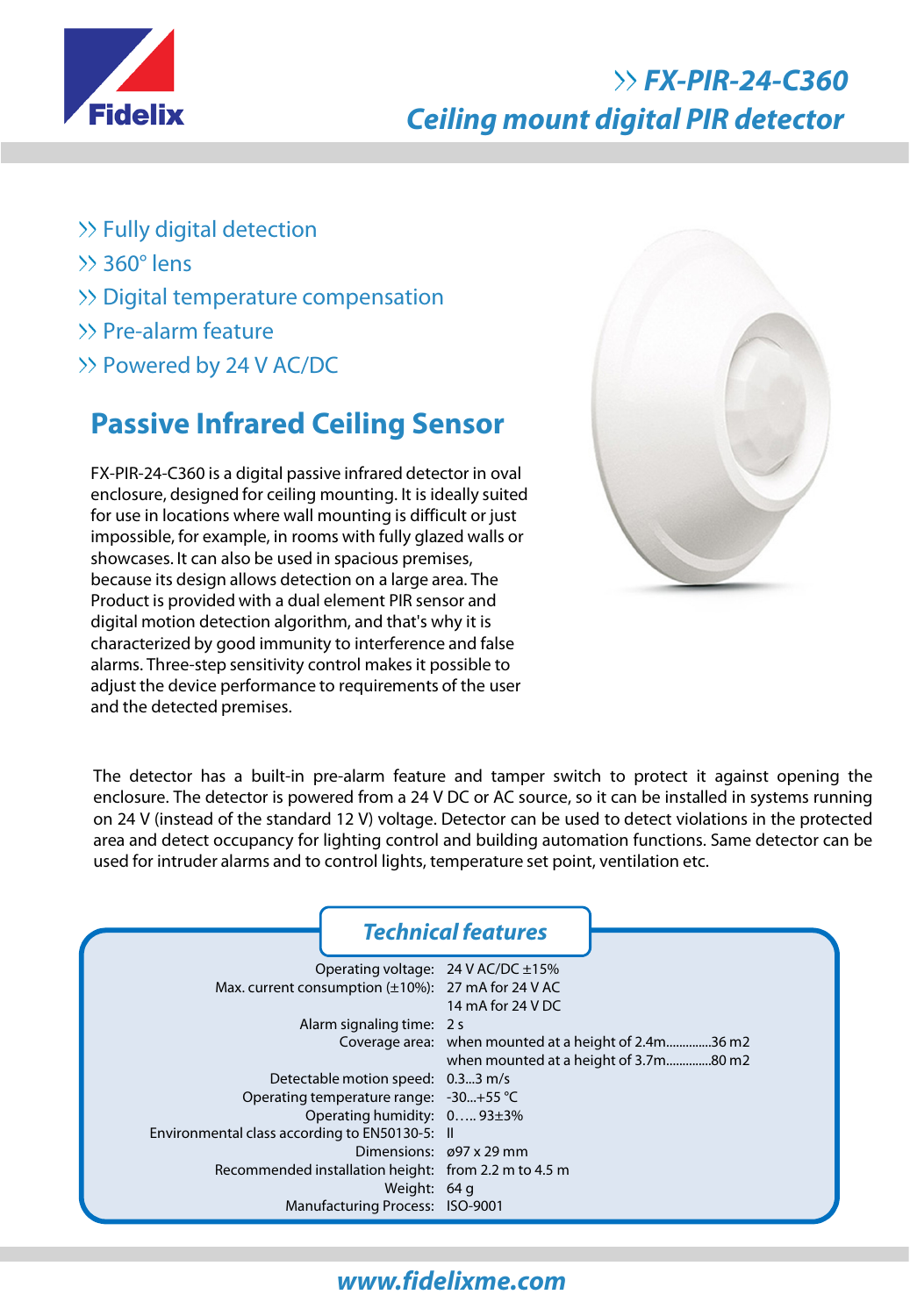# FX-PIR-24-C360
## Ceiling mount digital PIR detector

- Fully digital detection
- 360° lens
- Digital temperature compensation
- Pre-alarm feature
- Powered by 24 V AC/DC

## Passive Infrared Ceiling Sensor

FX-PIR-24-C360 is a digital passive infrared detector in oval enclosure, designed for ceiling mounting. It is ideally suited for use in locations where wall mounting is difficult or just impossible, for example, in rooms with fully glazed walls or showcases. It can also be used in spacious premises, because its design allows detection on a large area. The Product is provided with a dual element PIR sensor and digital motion detection algorithm, and that's why it is characterized by good immunity to interference and false alarms. Three-step sensitivity control makes it possible to adjust the device performance to requirements of the user and the detected premises.

The detector has a built-in pre-alarm feature and tamper switch to protect it against opening the enclosure. The detector is powered from a 24 V DC or AC source, so it can be installed in systems running on 24 V (instead of the standard 12 V) voltage. Detector can be used to detect violations in the protected area and detect occupancy for lighting control and building automation functions. Same detector can be used for intruder alarms and to control lights, temperature set point, ventilation etc.

### Technical features

| Parameter | Value |
|---|---|
| Operating voltage: | 24 V AC/DC ±15% |
| Max. current consumption (±10%): | 27 mA for 24 V AC |
| | 14 mA for 24 V DC |
| Alarm signaling time: | 2 s |
| Coverage area: | when mounted at a height of 2.4m.............36 m2 |
| | when mounted at a height of 3.7m.............80 m2 |
| Detectable motion speed: | 0.3...3 m/s |
| Operating temperature range: | -30...+55 °C |
| Operating humidity: | 0….. 93±3% |
| Environmental class according to EN50130-5: | II |
| Dimensions: | ø97 x 29 mm |
| Recommended installation height: | from 2.2 m to 4.5 m |
| Weight: | 64 g |
| Manufacturing Process: | ISO-9001 |

www.fidelixme.com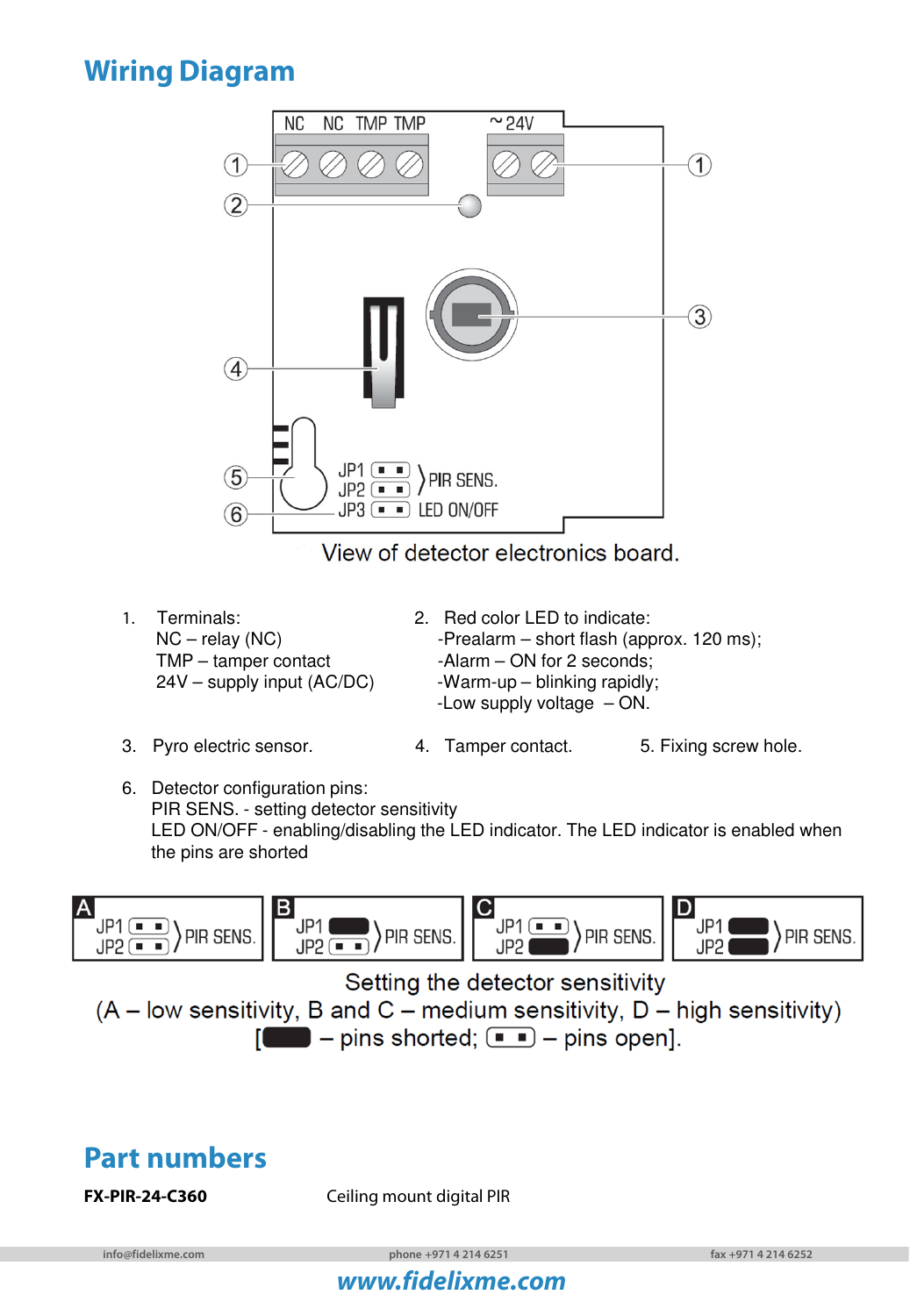## Wiring Diagram

NC NC TMP TMP

~24V

JP1 JP2 PIR SENS.

JP3 LED ON/OFF

View of detector electronics board.

1. Terminals:
   NC – relay (NC)
   TMP – tamper contact
   24V – supply input (AC/DC)

2. Red color LED to indicate:
   -Prealarm – short flash (approx. 120 ms);
   -Alarm – ON for 2 seconds;
   -Warm-up – blinking rapidly;
   -Low supply voltage – ON.

3. Pyro electric sensor.

4. Tamper contact.

5. Fixing screw hole.

6. Detector configuration pins:
   PIR SENS. - setting detector sensitivity
   LED ON/OFF - enabling/disabling the LED indicator. The LED indicator is enabled when the pins are shorted

A JP1 JP2 PIR SENS.

B JP1 JP2 PIR SENS.

C JP1 JP2 PIR SENS.

D JP1 JP2 PIR SENS.

Setting the detector sensitivity
(A – low sensitivity, B and C – medium sensitivity, D – high sensitivity)
[ – pins shorted; – pins open].

## Part numbers

**FX-PIR-24-C360** Ceiling mount digital PIR

info@fidelixme.com phone +971 4 214 6251 fax +971 4 214 6252

www.fidelixme.com